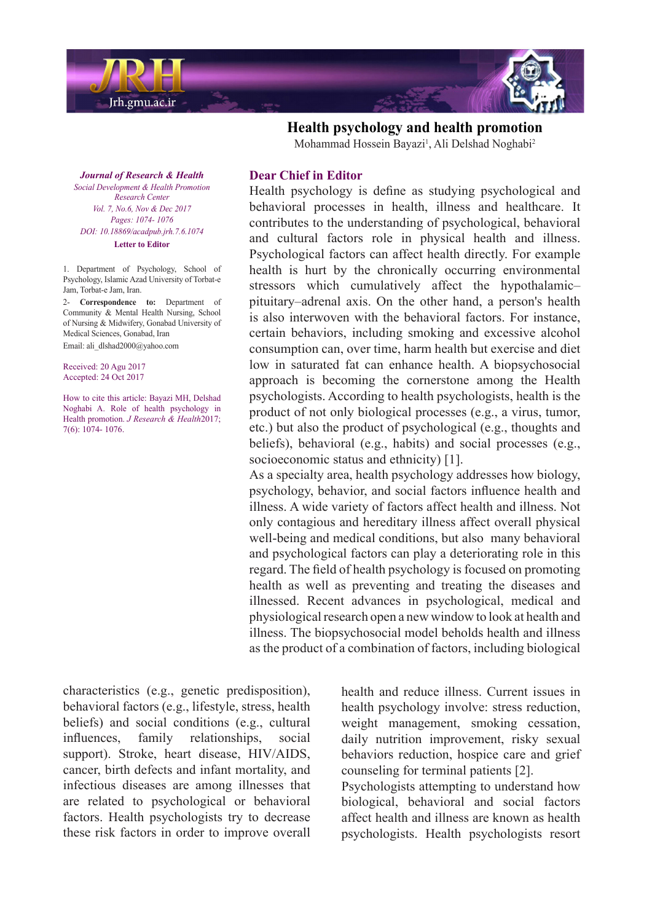# Health psychology and health promotion

Mohammad Hossein Bayazi[1], Ali Delshad Noghabi[2]

*Journal of Research & Health*
*Social Development & Health Promotion Research Center*
*Vol. 7, No.6, Nov & Dec 2017*
*Pages: 1074- 1076*
*DOI: 10.18869/acadpub.jrh.7.6.1074*
**Letter to Editor**

1. Department of Psychology, School of Psychology, Islamic Azad University of Torbat-e Jam, Torbat-e Jam, Iran.
2- **Correspondence to:** Department of Community & Mental Health Nursing, School of Nursing & Midwifery, Gonabad University of Medical Sciences, Gonabad, Iran
Email: ali_dlshad2000@yahoo.com

Received: 20 Agu 2017
Accepted: 24 Oct 2017

How to cite this article: Bayazi MH, Delshad Noghabi A. Role of health psychology in Health promotion. *J Research & Health*2017; 7(6): 1074- 1076.

## Dear Chief in Editor

Health psychology is define as studying psychological and behavioral processes in health, illness and healthcare. It contributes to the understanding of psychological, behavioral and cultural factors role in physical health and illness. Psychological factors can affect health directly. For example health is hurt by the chronically occurring environmental stressors which cumulatively affect the hypothalamic–pituitary–adrenal axis. On the other hand, a person's health is also interwoven with the behavioral factors. For instance, certain behaviors, including smoking and excessive alcohol consumption can, over time, harm health but exercise and diet low in saturated fat can enhance health. A biopsychosocial approach is becoming the cornerstone among the Health psychologists. According to health psychologists, health is the product of not only biological processes (e.g., a virus, tumor, etc.) but also the product of psychological (e.g., thoughts and beliefs), behavioral (e.g., habits) and social processes (e.g., socioeconomic status and ethnicity) [1].

As a specialty area, health psychology addresses how biology, psychology, behavior, and social factors influence health and illness. A wide variety of factors affect health and illness. Not only contagious and hereditary illness affect overall physical well-being and medical conditions, but also many behavioral and psychological factors can play a deteriorating role in this regard. The field of health psychology is focused on promoting health as well as preventing and treating the diseases and illnessed. Recent advances in psychological, medical and physiological research open a new window to look at health and illness. The biopsychosocial model beholds health and illness as the product of a combination of factors, including biological characteristics (e.g., genetic predisposition), behavioral factors (e.g., lifestyle, stress, health beliefs) and social conditions (e.g., cultural influences, family relationships, social support). Stroke, heart disease, HIV/AIDS, cancer, birth defects and infant mortality, and infectious diseases are among illnesses that are related to psychological or behavioral factors. Health psychologists try to decrease these risk factors in order to improve overall health and reduce illness. Current issues in health psychology involve: stress reduction, weight management, smoking cessation, daily nutrition improvement, risky sexual behaviors reduction, hospice care and grief counseling for terminal patients [2].

Psychologists attempting to understand how biological, behavioral and social factors affect health and illness are known as health psychologists. Health psychologists resort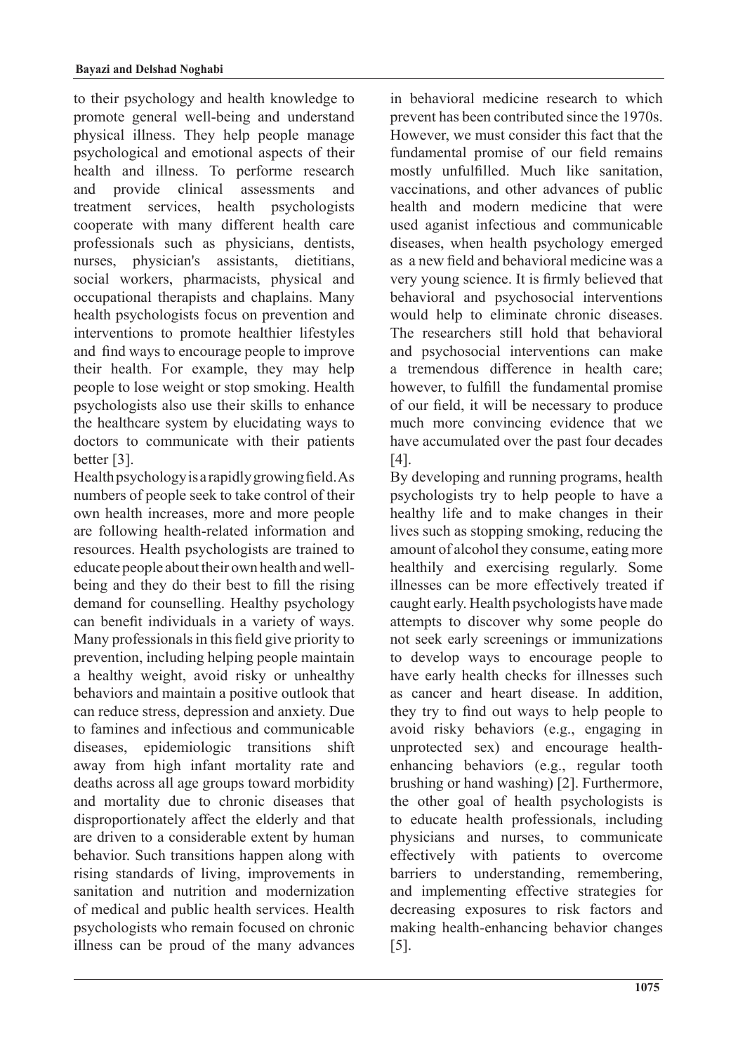to their psychology and health knowledge to promote general well-being and understand physical illness. They help people manage psychological and emotional aspects of their health and illness. To performe research and provide clinical assessments and treatment services, health psychologists cooperate with many different health care professionals such as physicians, dentists, nurses, physician's assistants, dietitians, social workers, pharmacists, physical and occupational therapists and chaplains. Many health psychologists focus on prevention and interventions to promote healthier lifestyles and find ways to encourage people to improve their health. For example, they may help people to lose weight or stop smoking. Health psychologists also use their skills to enhance the healthcare system by elucidating ways to doctors to communicate with their patients better [3].

Health psychology is a rapidly growing field. As numbers of people seek to take control of their own health increases, more and more people are following health-related information and resources. Health psychologists are trained to educate people about their own health and well-being and they do their best to fill the rising demand for counselling. Healthy psychology can benefit individuals in a variety of ways. Many professionals in this field give priority to prevention, including helping people maintain a healthy weight, avoid risky or unhealthy behaviors and maintain a positive outlook that can reduce stress, depression and anxiety. Due to famines and infectious and communicable diseases, epidemiologic transitions shift away from high infant mortality rate and deaths across all age groups toward morbidity and mortality due to chronic diseases that disproportionately affect the elderly and that are driven to a considerable extent by human behavior. Such transitions happen along with rising standards of living, improvements in sanitation and nutrition and modernization of medical and public health services. Health psychologists who remain focused on chronic illness can be proud of the many advances in behavioral medicine research to which prevent has been contributed since the 1970s. However, we must consider this fact that the fundamental promise of our field remains mostly unfulfilled. Much like sanitation, vaccinations, and other advances of public health and modern medicine that were used aganist infectious and communicable diseases, when health psychology emerged as a new field and behavioral medicine was a very young science. It is firmly believed that behavioral and psychosocial interventions would help to eliminate chronic diseases. The researchers still hold that behavioral and psychosocial interventions can make a tremendous difference in health care; however, to fulfill the fundamental promise of our field, it will be necessary to produce much more convincing evidence that we have accumulated over the past four decades [4].

By developing and running programs, health psychologists try to help people to have a healthy life and to make changes in their lives such as stopping smoking, reducing the amount of alcohol they consume, eating more healthily and exercising regularly. Some illnesses can be more effectively treated if caught early. Health psychologists have made attempts to discover why some people do not seek early screenings or immunizations to develop ways to encourage people to have early health checks for illnesses such as cancer and heart disease. In addition, they try to find out ways to help people to avoid risky behaviors (e.g., engaging in unprotected sex) and encourage health-enhancing behaviors (e.g., regular tooth brushing or hand washing) [2]. Furthermore, the other goal of health psychologists is to educate health professionals, including physicians and nurses, to communicate effectively with patients to overcome barriers to understanding, remembering, and implementing effective strategies for decreasing exposures to risk factors and making health-enhancing behavior changes [5].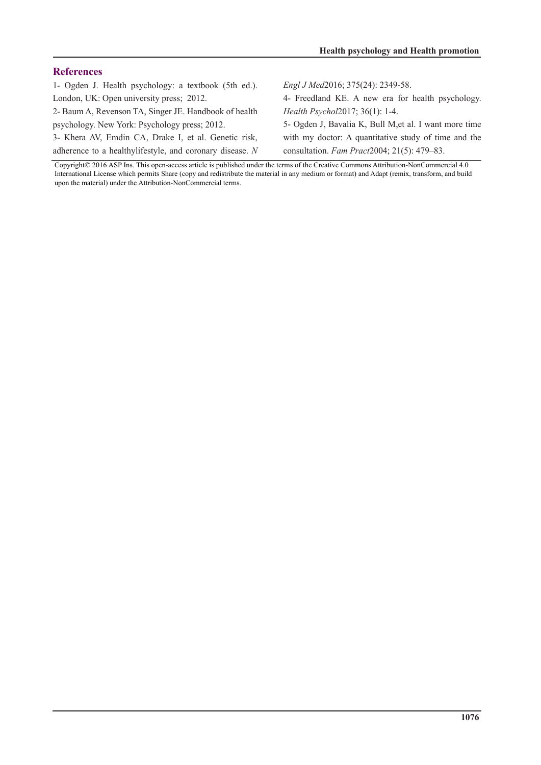## References

1- Ogden J. Health psychology: a textbook (5th ed.). London, UK: Open university press; 2012.

2- Baum A, Revenson TA, Singer JE. Handbook of health psychology. New York: Psychology press; 2012.

3- Khera AV, Emdin CA, Drake I, et al. Genetic risk, adherence to a healthylifestyle, and coronary disease. *N Engl J Med*2016; 375(24): 2349-58.

4- Freedland KE. A new era for health psychology. *Health Psychol*2017; 36(1): 1-4.

5- Ogden J, Bavalia K, Bull M,et al. I want more time with my doctor: A quantitative study of time and the consultation. *Fam Pract*2004; 21(5): 479–83.

Copyright© 2016 ASP Ins. This open-access article is published under the terms of the Creative Commons Attribution-NonCommercial 4.0 International License which permits Share (copy and redistribute the material in any medium or format) and Adapt (remix, transform, and build upon the material) under the Attribution-NonCommercial terms.